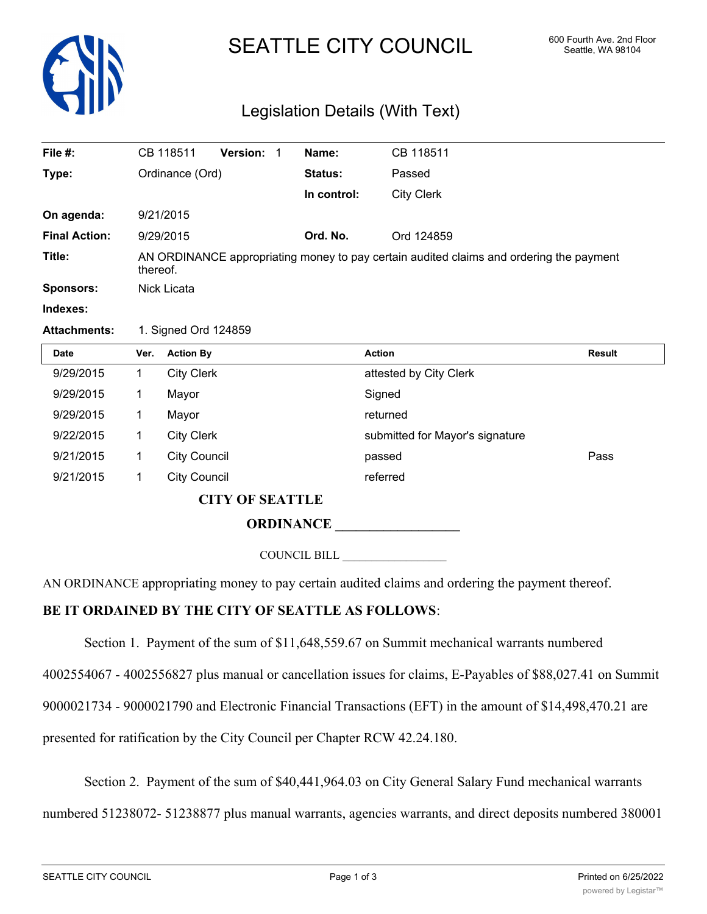# SEATTLE CITY COUNCIL

600 Fourth Ave. 2nd Floor
Seattle, WA 98104

## Legislation Details (With Text)

| | | | |
|---|---|---|---|
| **File #:** | CB 118511 **Version:** 1 | **Name:** | CB 118511 |
| **Type:** | Ordinance (Ord) | **Status:** | Passed |
| | | **In control:** | City Clerk |
| **On agenda:** | 9/21/2015 | | |
| **Final Action:** | 9/29/2015 | **Ord. No.** | Ord 124859 |
| **Title:** | AN ORDINANCE appropriating money to pay certain audited claims and ordering the payment thereof. | | |
| **Sponsors:** | Nick Licata | | |
| **Indexes:** | | | |
| **Attachments:** | 1. Signed Ord 124859 | | |

| Date | Ver. | Action By | Action | Result |
|---|---|---|---|---|
| 9/29/2015 | 1 | City Clerk | attested by City Clerk | |
| 9/29/2015 | 1 | Mayor | Signed | |
| 9/29/2015 | 1 | Mayor | returned | |
| 9/22/2015 | 1 | City Clerk | submitted for Mayor's signature | |
| 9/21/2015 | 1 | City Council | passed | Pass |
| 9/21/2015 | 1 | City Council | referred | |

**CITY OF SEATTLE**

**ORDINANCE __________________**

COUNCIL BILL __________________

AN ORDINANCE appropriating money to pay certain audited claims and ordering the payment thereof.

**BE IT ORDAINED BY THE CITY OF SEATTLE AS FOLLOWS**:

Section 1. Payment of the sum of $11,648,559.67 on Summit mechanical warrants numbered 4002554067 - 4002556827 plus manual or cancellation issues for claims, E-Payables of $88,027.41 on Summit 9000021734 - 9000021790 and Electronic Financial Transactions (EFT) in the amount of $14,498,470.21 are presented for ratification by the City Council per Chapter RCW 42.24.180.

Section 2. Payment of the sum of $40,441,964.03 on City General Salary Fund mechanical warrants numbered 51238072- 51238877 plus manual warrants, agencies warrants, and direct deposits numbered 380001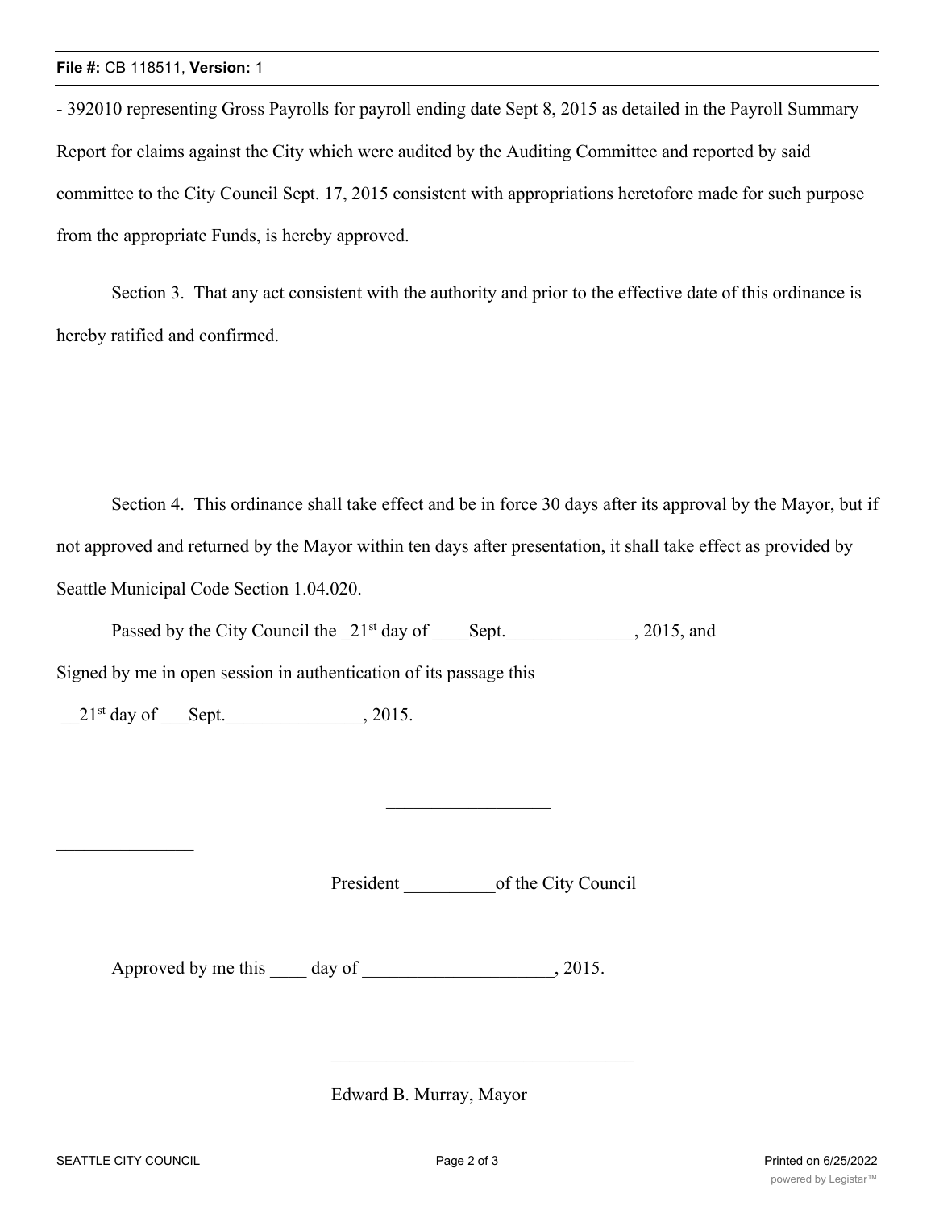- 392010 representing Gross Payrolls for payroll ending date Sept 8, 2015 as detailed in the Payroll Summary Report for claims against the City which were audited by the Auditing Committee and reported by said committee to the City Council Sept. 17, 2015 consistent with appropriations heretofore made for such purpose from the appropriate Funds, is hereby approved.

Section 3. That any act consistent with the authority and prior to the effective date of this ordinance is hereby ratified and confirmed.

Section 4. This ordinance shall take effect and be in force 30 days after its approval by the Mayor, but if not approved and returned by the Mayor within ten days after presentation, it shall take effect as provided by Seattle Municipal Code Section 1.04.020.

Passed by the City Council the _21st day of ____Sept.______________, 2015, and

Signed by me in open session in authentication of its passage this

__21st day of ___Sept._______________, 2015.

___________________

_______________

President __________of the City Council

Approved by me this ____ day of ____________________, 2015.

_________________________________

Edward B. Murray, Mayor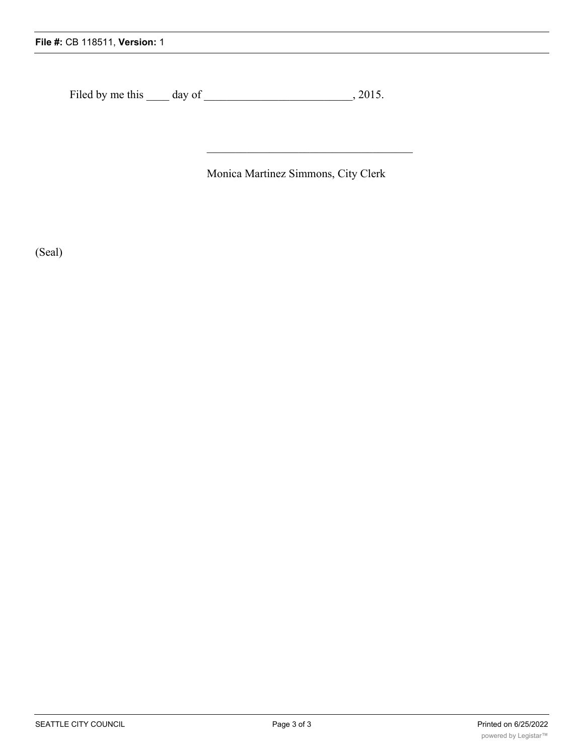Filed by me this ____ day of _________________________, 2015.

\_\_\_\_\_\_\_\_\_\_\_\_\_\_\_\_\_\_\_\_\_\_\_\_\_\_\_\_\_\_\_\_\_\_\_\_

Monica Martinez Simmons, City Clerk

(Seal)